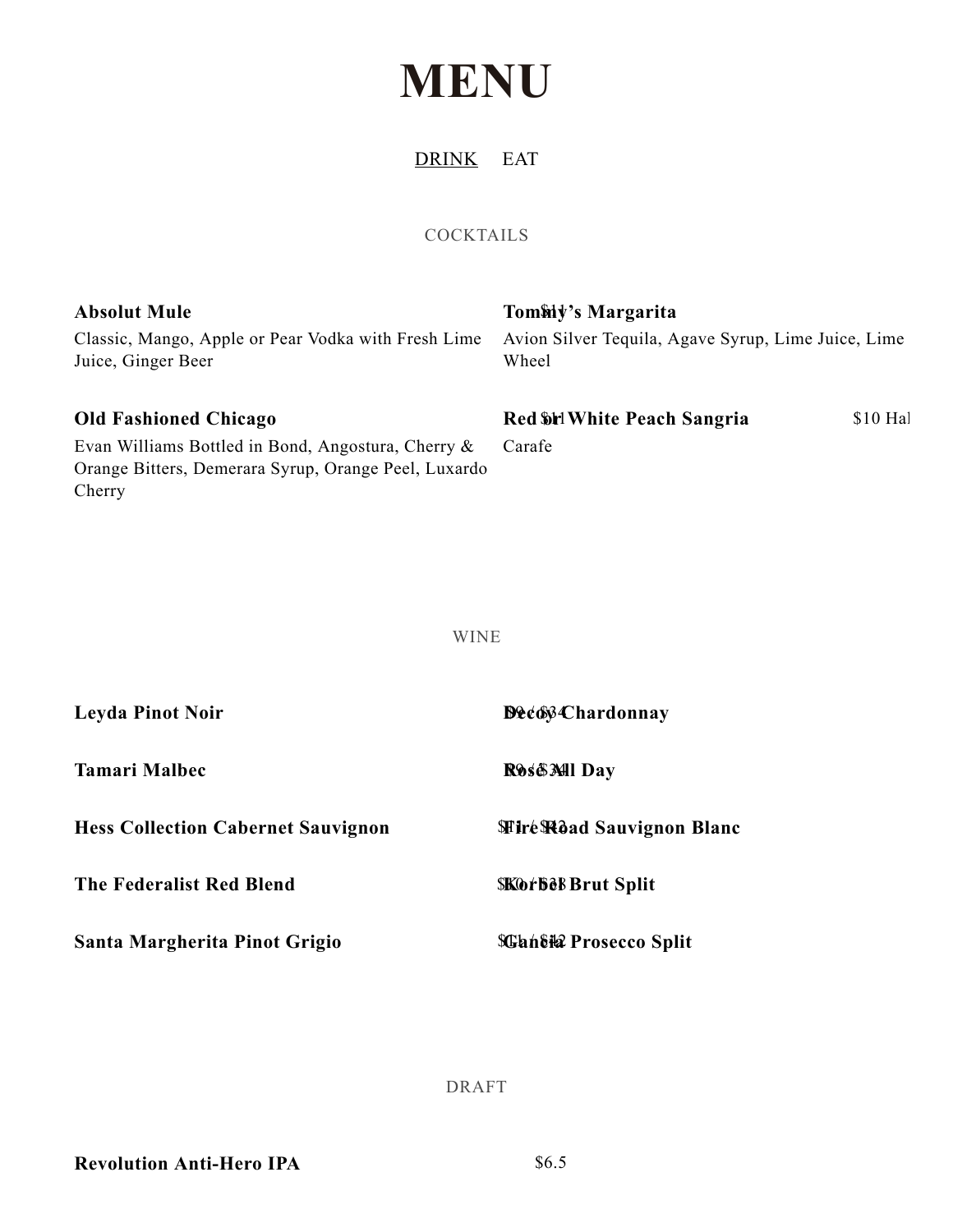# MENU

DRINK EAT

## COCKTAILS

**Absolut Mule** $11

Classic, Mango, Apple or Pear Vodka with Fresh Lime Juice, Ginger Beer

**Old Fashioned Chicago** $11

Evan Williams Bottled in Bond, Angostura, Cherry & Orange Bitters, Demerara Syrup, Orange Peel, Luxardo Cherry

**Tommy's Margarita**

Avion Silver Tequila, Agave Syrup, Lime Juice, Lime Wheel

**Red or White Peach Sangria** $10 Hal

Carafe

## WINE

**Leyda Pinot Noir** $9 / $34

**Tamari Malbec** $9 / $34

**Hess Collection Cabernet Sauvignon** $11 / $42

**The Federalist Red Blend** $10 / $38

**Santa Margherita Pinot Grigio** $11 / $42

**Decoy Chardonnay**

**Rosé All Day**

**Fire Road Sauvignon Blanc**

**Korbel Brut Split**

**Gancia Prosecco Split**

## DRAFT

**Revolution Anti-Hero IPA** $6.5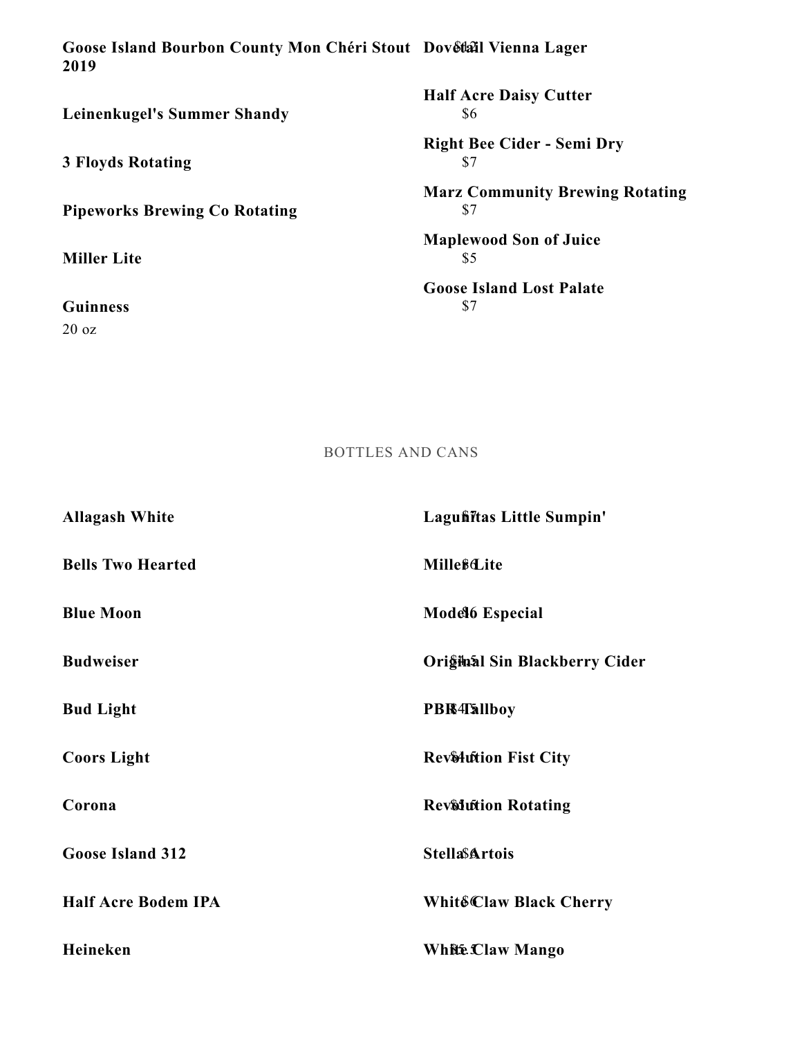**Goose Island Bourbon County Mon Chéri Stout 2019**
$12

**Leinenkugel's Summer Shandy**

**3 Floyds Rotating**

**Pipeworks Brewing Co Rotating**

**Miller Lite**

**Guinness**
20 oz

**Dovetail Vienna Lager**

**Half Acre Daisy Cutter**
$6

**Right Bee Cider - Semi Dry**
$7

**Marz Community Brewing Rotating**
$7

**Maplewood Son of Juice**
$5

**Goose Island Lost Palate**
$7

## BOTTLES AND CANS

**Allagash White**
$7

**Bells Two Hearted**
$6

**Blue Moon**
$6

**Budweiser**
$4.5

**Bud Light**
$4.5

**Coors Light**
$4.5

**Corona**
$5.5

**Goose Island 312**
$6

**Half Acre Bodem IPA**
$6

**Heineken**
$5.5

**Lagunitas Little Sumpin'**

**Miller Lite**

**Modelo Especial**

**Original Sin Blackberry Cider**

**PBR Tallboy**

**Revolution Fist City**

**Revolution Rotating**

**Stella Artois**

**White Claw Black Cherry**

**White Claw Mango**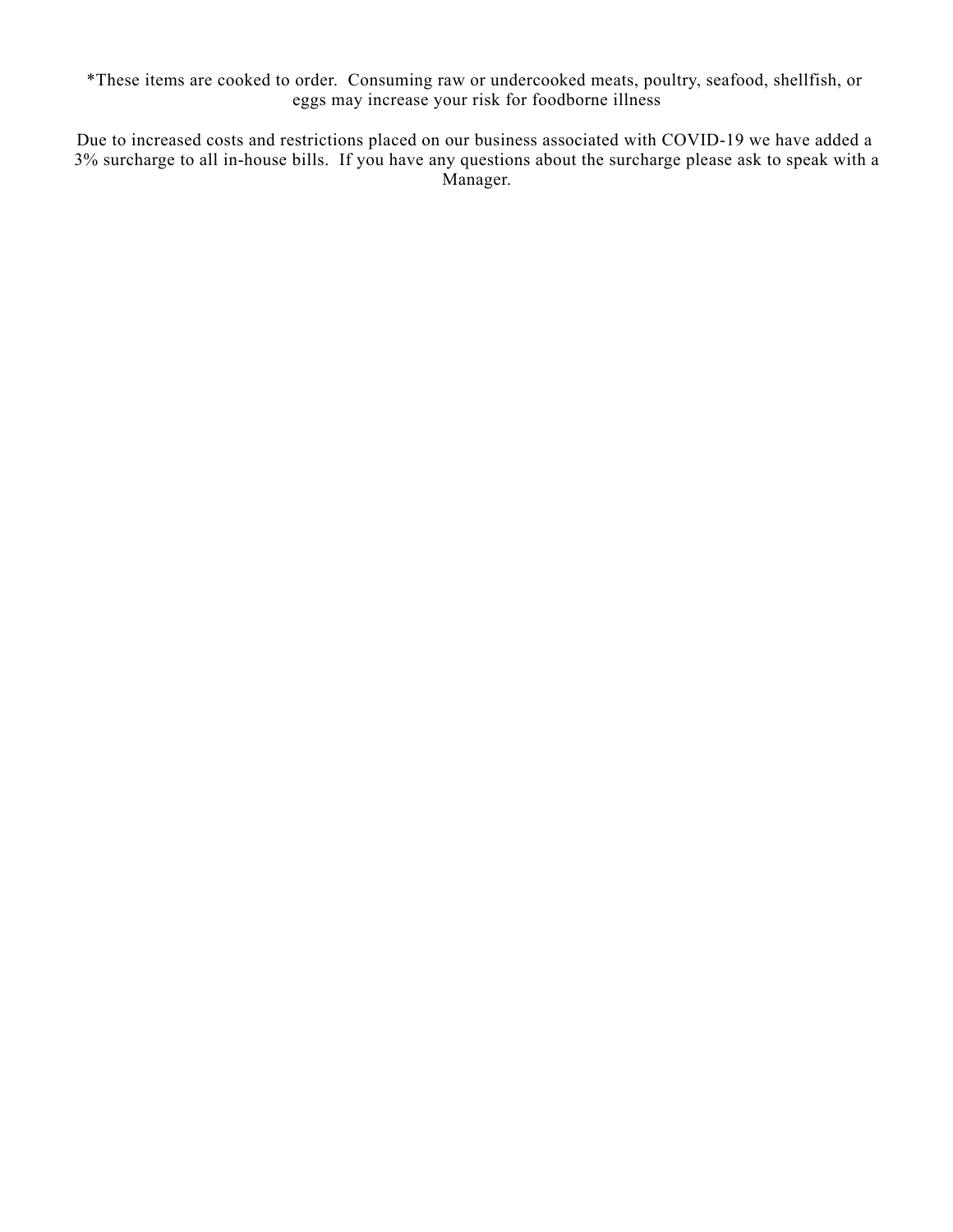*These items are cooked to order. Consuming raw or undercooked meats, poultry, seafood, shellfish, or eggs may increase your risk for foodborne illness

Due to increased costs and restrictions placed on our business associated with COVID-19 we have added a 3% surcharge to all in-house bills. If you have any questions about the surcharge please ask to speak with a Manager.